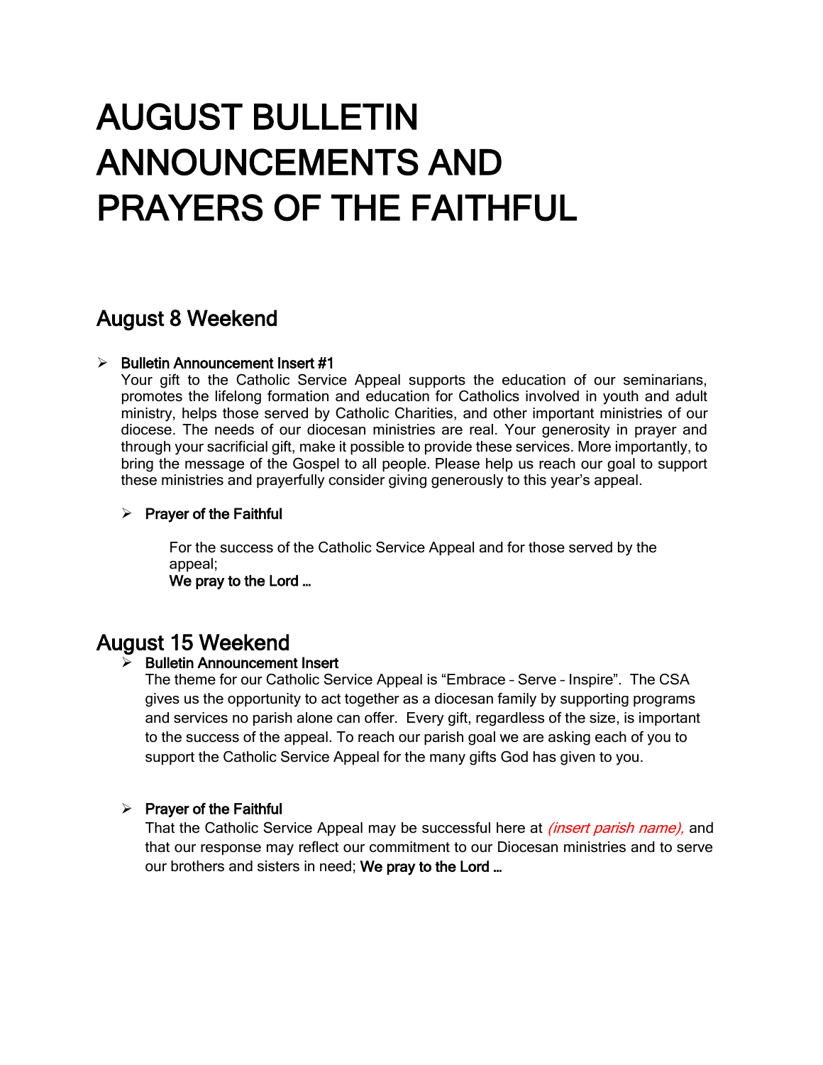# AUGUST BULLETIN ANNOUNCEMENTS AND PRAYERS OF THE FAITHFUL

## August 8 Weekend

- **Bulletin Announcement Insert #1**

  Your gift to the Catholic Service Appeal supports the education of our seminarians, promotes the lifelong formation and education for Catholics involved in youth and adult ministry, helps those served by Catholic Charities, and other important ministries of our diocese. The needs of our diocesan ministries are real. Your generosity in prayer and through your sacrificial gift, make it possible to provide these services. More importantly, to bring the message of the Gospel to all people. Please help us reach our goal to support these ministries and prayerfully consider giving generously to this year's appeal.

  - **Prayer of the Faithful**

    For the success of the Catholic Service Appeal and for those served by the appeal;
    **We pray to the Lord …**

## August 15 Weekend

- **Bulletin Announcement Insert**

  The theme for our Catholic Service Appeal is "Embrace – Serve – Inspire". The CSA gives us the opportunity to act together as a diocesan family by supporting programs and services no parish alone can offer. Every gift, regardless of the size, is important to the success of the appeal. To reach our parish goal we are asking each of you to support the Catholic Service Appeal for the many gifts God has given to you.

- **Prayer of the Faithful**

  That the Catholic Service Appeal may be successful here at *(insert parish name),* and that our response may reflect our commitment to our Diocesan ministries and to serve our brothers and sisters in need; **We pray to the Lord …**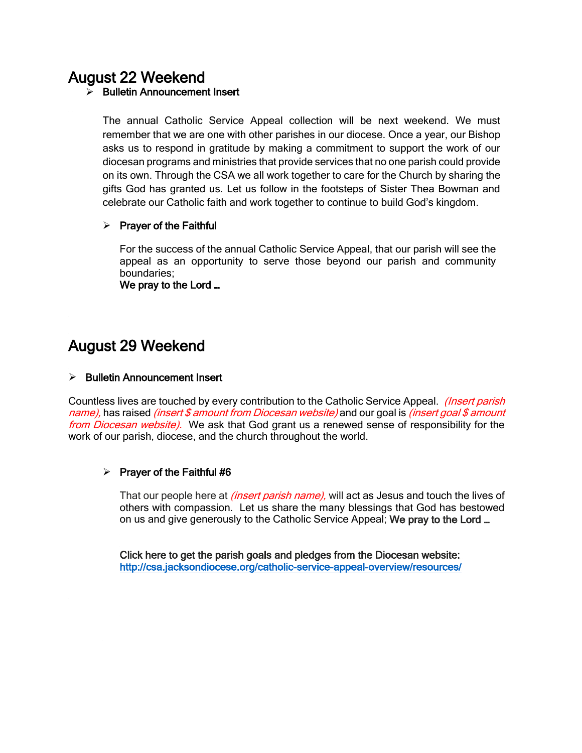## August 22 Weekend

- **Bulletin Announcement Insert**

The annual Catholic Service Appeal collection will be next weekend. We must remember that we are one with other parishes in our diocese. Once a year, our Bishop asks us to respond in gratitude by making a commitment to support the work of our diocesan programs and ministries that provide services that no one parish could provide on its own. Through the CSA we all work together to care for the Church by sharing the gifts God has granted us. Let us follow in the footsteps of Sister Thea Bowman and celebrate our Catholic faith and work together to continue to build God's kingdom.

- **Prayer of the Faithful**

For the success of the annual Catholic Service Appeal, that our parish will see the appeal as an opportunity to serve those beyond our parish and community boundaries;
**We pray to the Lord …**

## August 29 Weekend

- **Bulletin Announcement Insert**

Countless lives are touched by every contribution to the Catholic Service Appeal. *(Insert parish name),* has raised *(insert $ amount from Diocesan website)* and our goal is *(insert goal $ amount from Diocesan website).* We ask that God grant us a renewed sense of responsibility for the work of our parish, diocese, and the church throughout the world.

- **Prayer of the Faithful #6**

That our people here at *(insert parish name),* will act as Jesus and touch the lives of others with compassion. Let us share the many blessings that God has bestowed on us and give generously to the Catholic Service Appeal; **We pray to the Lord …**

**Click here to get the parish goals and pledges from the Diocesan website:**
http://csa.jacksondiocese.org/catholic-service-appeal-overview/resources/